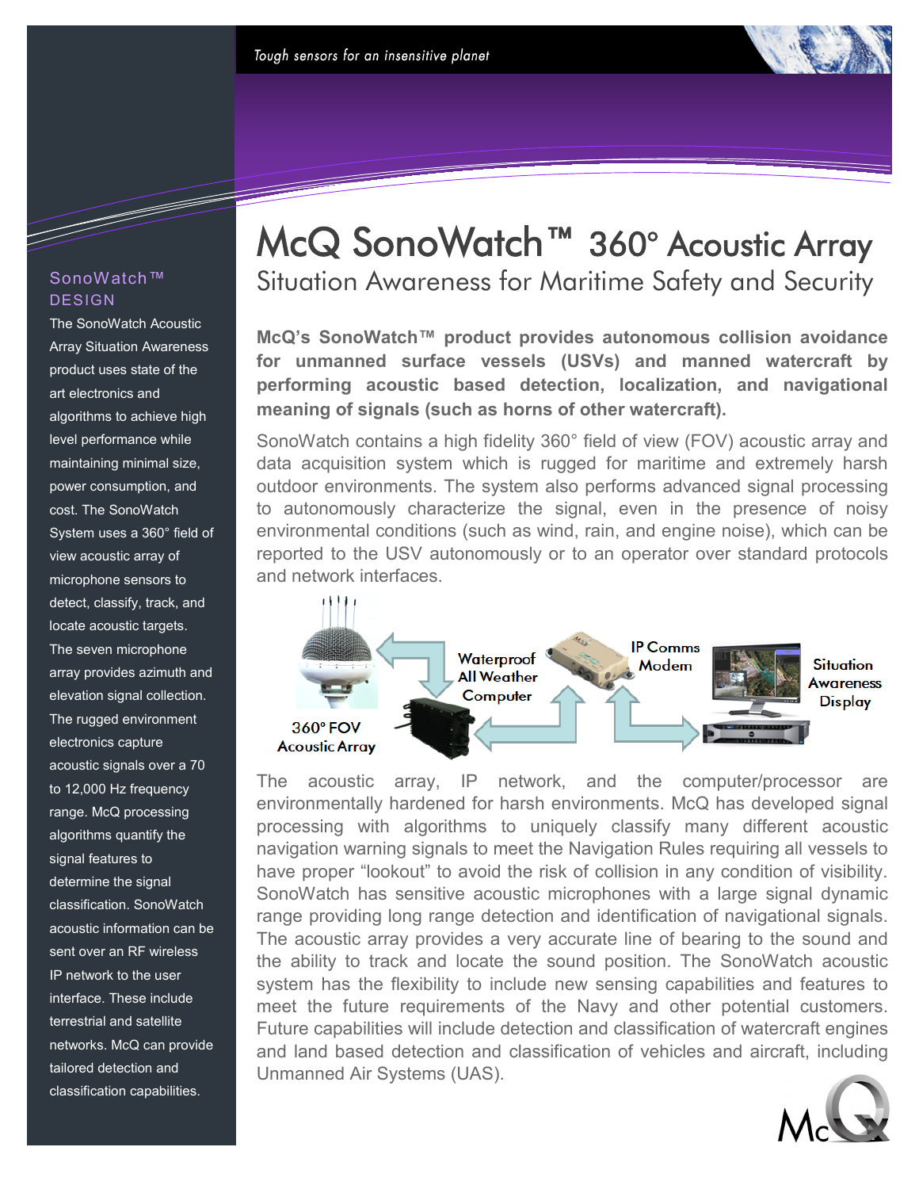Tough sensors for an insensitive planet

# McQ SonoWatch™ 360° Acoustic Array

## Situation Awareness for Maritime Safety and Security

**McQ's SonoWatch™ product provides autonomous collision avoidance for unmanned surface vessels (USVs) and manned watercraft by performing acoustic based detection, localization, and navigational meaning of signals (such as horns of other watercraft).**

SonoWatch contains a high fidelity 360° field of view (FOV) acoustic array and data acquisition system which is rugged for maritime and extremely harsh outdoor environments. The system also performs advanced signal processing to autonomously characterize the signal, even in the presence of noisy environmental conditions (such as wind, rain, and engine noise), which can be reported to the USV autonomously or to an operator over standard protocols and network interfaces.

360° FOV Acoustic Array — Waterproof All Weather Computer — IP Comms Modem — Situation Awareness Display

The acoustic array, IP network, and the computer/processor are environmentally hardened for harsh environments. McQ has developed signal processing with algorithms to uniquely classify many different acoustic navigation warning signals to meet the Navigation Rules requiring all vessels to have proper "lookout" to avoid the risk of collision in any condition of visibility. SonoWatch has sensitive acoustic microphones with a large signal dynamic range providing long range detection and identification of navigational signals. The acoustic array provides a very accurate line of bearing to the sound and the ability to track and locate the sound position. The SonoWatch acoustic system has the flexibility to include new sensing capabilities and features to meet the future requirements of the Navy and other potential customers. Future capabilities will include detection and classification of watercraft engines and land based detection and classification of vehicles and aircraft, including Unmanned Air Systems (UAS).

### SonoWatch™ DESIGN

The SonoWatch Acoustic Array Situation Awareness product uses state of the art electronics and algorithms to achieve high level performance while maintaining minimal size, power consumption, and cost. The SonoWatch System uses a 360° field of view acoustic array of microphone sensors to detect, classify, track, and locate acoustic targets. The seven microphone array provides azimuth and elevation signal collection. The rugged environment electronics capture acoustic signals over a 70 to 12,000 Hz frequency range. McQ processing algorithms quantify the signal features to determine the signal classification. SonoWatch acoustic information can be sent over an RF wireless IP network to the user interface. These include terrestrial and satellite networks. McQ can provide tailored detection and classification capabilities.

McQ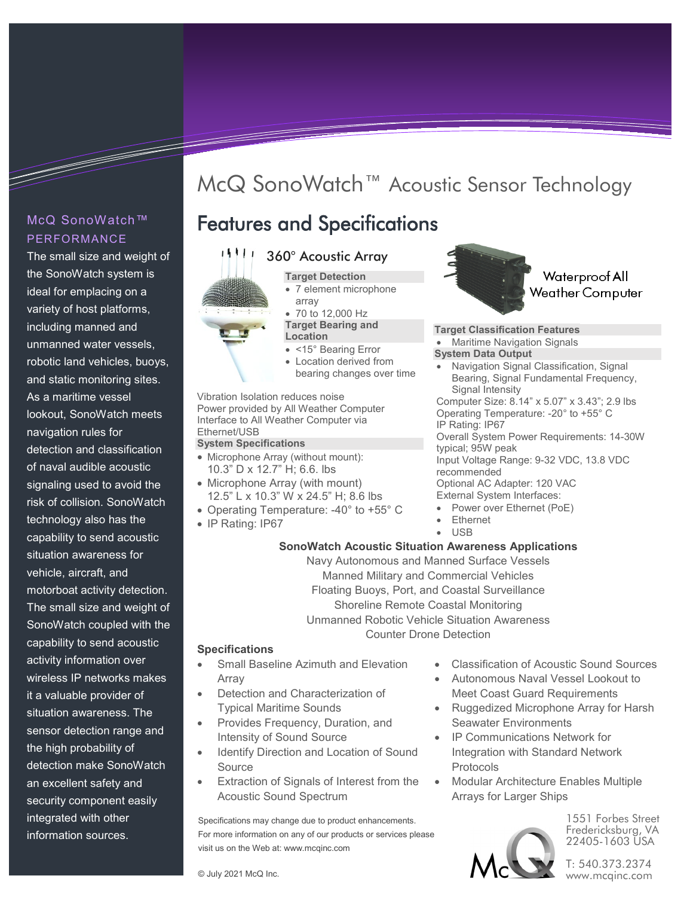# McQ SonoWatch™ Acoustic Sensor Technology

## Features and Specifications

### 360° Acoustic Array

**Target Detection**

- 7 element microphone array
- 70 to 12,000 Hz

**Target Bearing and Location**

- <15° Bearing Error
- Location derived from bearing changes over time

Vibration Isolation reduces noise
Power provided by All Weather Computer
Interface to All Weather Computer via Ethernet/USB

**System Specifications**

- Microphone Array (without mount): 10.3" D x 12.7" H; 6.6. lbs
- Microphone Array (with mount) 12.5" L x 10.3" W x 24.5" H; 8.6 lbs
- Operating Temperature: -40° to +55° C
- IP Rating: IP67

### Waterproof All Weather Computer

**Target Classification Features**

- Maritime Navigation Signals

**System Data Output**

- Navigation Signal Classification, Signal Bearing, Signal Fundamental Frequency, Signal Intensity

Computer Size: 8.14" x 5.07" x 3.43"; 2.9 lbs
Operating Temperature: -20° to +55° C
IP Rating: IP67
Overall System Power Requirements: 14-30W typical; 95W peak
Input Voltage Range: 9-32 VDC, 13.8 VDC recommended
Optional AC Adapter: 120 VAC
External System Interfaces:

- Power over Ethernet (PoE)
- Ethernet
- USB

**SonoWatch Acoustic Situation Awareness Applications**

Navy Autonomous and Manned Surface Vessels
Manned Military and Commercial Vehicles
Floating Buoys, Port, and Coastal Surveillance
Shoreline Remote Coastal Monitoring
Unmanned Robotic Vehicle Situation Awareness
Counter Drone Detection

**Specifications**

- Small Baseline Azimuth and Elevation Array
- Detection and Characterization of Typical Maritime Sounds
- Provides Frequency, Duration, and Intensity of Sound Source
- Identify Direction and Location of Sound Source
- Extraction of Signals of Interest from the Acoustic Sound Spectrum
- Classification of Acoustic Sound Sources
- Autonomous Naval Vessel Lookout to Meet Coast Guard Requirements
- Ruggedized Microphone Array for Harsh Seawater Environments
- IP Communications Network for Integration with Standard Network Protocols
- Modular Architecture Enables Multiple Arrays for Larger Ships

### McQ SonoWatch™ PERFORMANCE

The small size and weight of the SonoWatch system is ideal for emplacing on a variety of host platforms, including manned and unmanned water vessels, robotic land vehicles, buoys, and static monitoring sites. As a maritime vessel lookout, SonoWatch meets navigation rules for detection and classification of naval audible acoustic signaling used to avoid the risk of collision. SonoWatch technology also has the capability to send acoustic situation awareness for vehicle, aircraft, and motorboat activity detection. The small size and weight of SonoWatch coupled with the capability to send acoustic activity information over wireless IP networks makes it a valuable provider of situation awareness. The sensor detection range and the high probability of detection make SonoWatch an excellent safety and security component easily integrated with other information sources.

Specifications may change due to product enhancements.
For more information on any of our products or services please visit us on the Web at: www.mcqinc.com

© July 2021 McQ Inc.

McQ
1551 Forbes Street
Fredericksburg, VA
22405-1603 USA

T: 540.373.2374
www.mcqinc.com